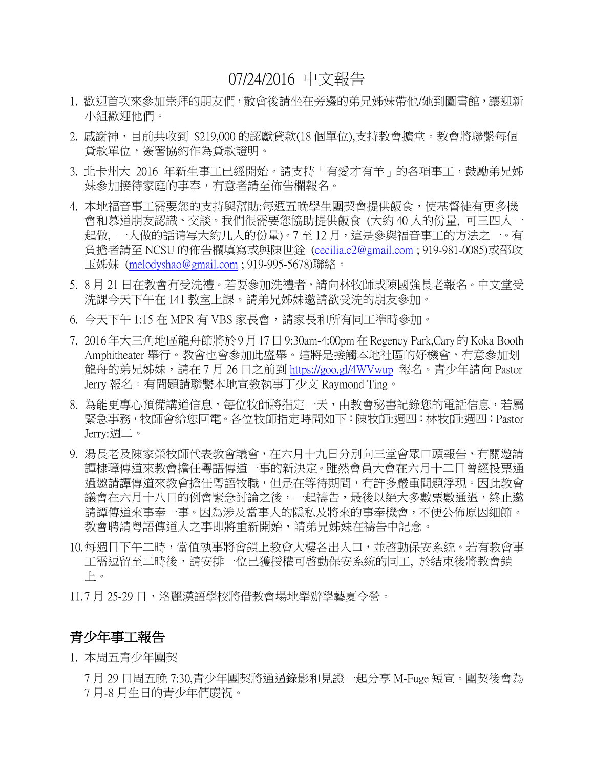# 07/24/2016 中文報告

1. 歡迎首次來參加崇拜的朋友們，散會後請坐在旁邊的弟兄姊妹帶他/她到圖書館，讓迎新小組歡迎他們。
2. 感謝神，目前共收到 $219,000 的認獻貸款(18 個單位),支持教會擴堂。教會將聯繫每個貸款單位，簽署協約作為貸款證明。
3. 北卡州大 2016 年新生事工已經開始。請支持「有愛才有羊」的各項事工，鼓勵弟兄姊妹參加接待家庭的事奉，有意者請至佈告欄報名。
4. 本地福音事工需要您的支持與幫助:每週五晚學生團契會提供飯食，使基督徒有更多機會和慕道朋友認識、交談。我們很需要您協助提供飯食 (大約 40 人的份量, 可三四人一起做, 一人做的話請写大約几人的份量)。7 至 12 月，這是參與福音事工的方法之一。有負擔者請至 NCSU 的佈告欄填寫或與陳世銓 (cecilia.c2@gmail.com ; 919-981-0085)或邵玫玉姊妹 (melodyshao@gmail.com ; 919-995-5678)聯絡。
5. 8 月 21 日在教會有受洗禮。若要參加洗禮者，請向林牧師或陳國強長老報名。中文堂受洗課今天下午在 141 教室上課。請弟兄姊妹邀請欲受洗的朋友參加。
6. 今天下午 1:15 在 MPR 有 VBS 家長會，請家長和所有同工準時參加。
7. 2016 年大三角地區龍舟節將於 9 月 17 日 9:30am-4:00pm 在 Regency Park,Cary 的 Koka Booth Amphitheater 舉行。教會也會參加此盛舉。這將是接觸本地社區的好機會，有意參加划龍舟的弟兄姊妹，請在 7 月 26 日之前到 https://goo.gl/4WVwup 報名。青少年請向 Pastor Jerry 報名。有問題請聯繫本地宣教執事丁少文 Raymond Ting。
8. 為能更專心預備講道信息，每位牧師將指定一天，由教會秘書記錄您的電話信息，若屬緊急事務，牧師會給您回電。各位牧師指定時間如下：陳牧師:週四；林牧師:週四；Pastor Jerry:週二。
9. 湯長老及陳家榮牧師代表教會議會，在六月十九日分別向三堂會眾口頭報告，有關邀請譚棣璋傳道來教會擔任粵語傳道一事的新決定。雖然會員大會在六月十二日曾經投票通過邀請譚傳道來教會擔任粵語牧職，但是在等待期間，有許多嚴重問題浮現。因此教會議會在六月十八日的例會緊急討論之後，一起禱告，最後以絕大多數票數通過，終止邀請譚傳道來事奉一事。因為涉及當事人的隱私及將來的事奉機會，不便公佈原因細節。教會聘請粵語傳道人之事即將重新開始，請弟兄姊妹在禱告中記念。
10. 每週日下午二時，當值執事將會鎖上教會大樓各出入口，並啓動保安系統。若有教會事工需逗留至二時後，請安排一位已獲授權可啓動保安系統的同工, 於結束後將教會鎖上。
11. 7 月 25-29 日，洛麗漢語學校將借教會場地舉辦學藝夏令營。

## 青少年事工報告

1. 本周五青少年團契

   7 月 29 日周五晚 7:30,青少年團契將通過錄影和見證一起分享 M-Fuge 短宣。團契後會為 7 月-8 月生日的青少年們慶祝。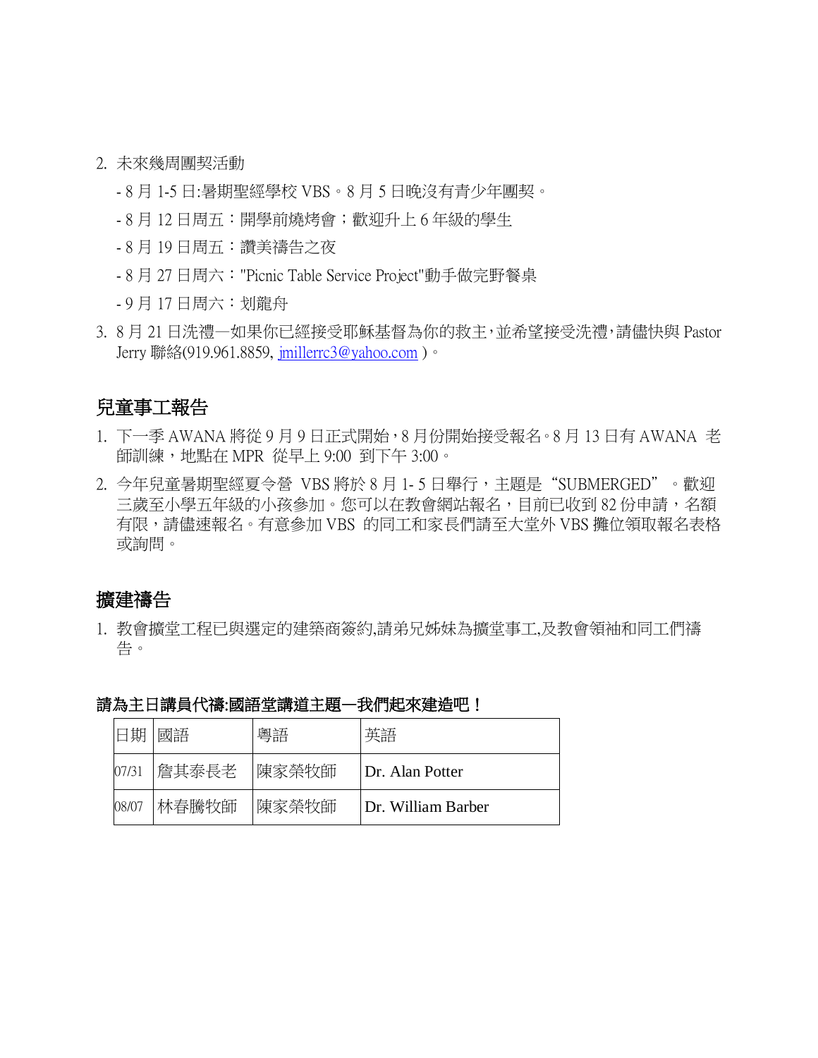2. 未來幾周團契活動

   - 8 月 1-5 日:暑期聖經學校 VBS。8 月 5 日晚沒有青少年團契。
   - 8 月 12 日周五：開學前燒烤會；歡迎升上 6 年級的學生
   - 8 月 19 日周五：讚美禱告之夜
   - 8 月 27 日周六："Picnic Table Service Project"動手做完野餐桌
   - 9 月 17 日周六：划龍舟

3. 8 月 21 日洗禮—如果你已經接受耶穌基督為你的救主,並希望接受洗禮,請儘快與 Pastor Jerry 聯絡(919.961.8859, jmillerrc3@yahoo.com )。

## 兒童事工報告

1. 下一季 AWANA 將從 9 月 9 日正式開始,8 月份開始接受報名。8 月 13 日有 AWANA 老師訓練，地點在 MPR 從早上 9:00 到下午 3:00。
2. 今年兒童暑期聖經夏令營 VBS 將於 8 月 1- 5 日舉行，主題是"SUBMERGED"。歡迎三歲至小學五年級的小孩參加。您可以在教會網站報名，目前已收到 82 份申請，名額有限，請儘速報名。有意參加 VBS 的同工和家長們請至大堂外 VBS 攤位領取報名表格或詢問。

## 擴建禱告

1. 教會擴堂工程已與選定的建築商簽約,請弟兄姊妹為擴堂事工,及教會領袖和同工們禱告。

**請為主日講員代禱:國語堂講道主題—我們起來建造吧！**

| 日期 | 國語 | 粵語 | 英語 |
|---|---|---|---|
| 07/31 | 詹其泰長老 | 陳家榮牧師 | Dr. Alan Potter |
| 08/07 | 林春騰牧師 | 陳家榮牧師 | Dr. William Barber |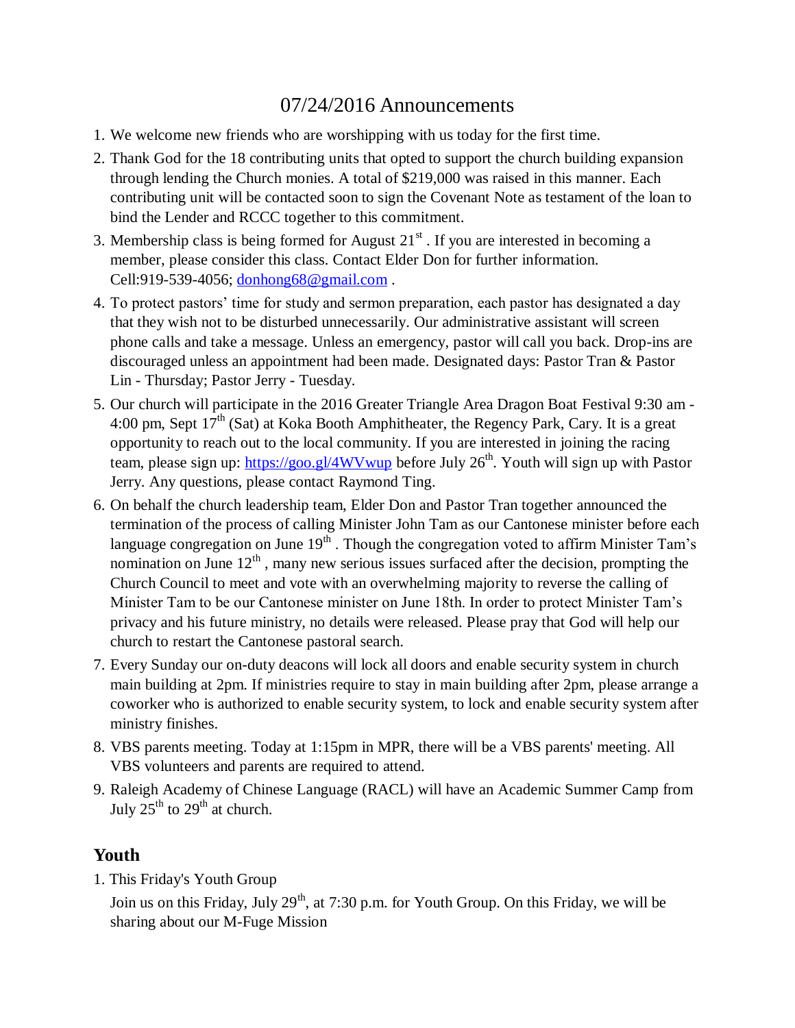# 07/24/2016 Announcements

1. We welcome new friends who are worshipping with us today for the first time.
2. Thank God for the 18 contributing units that opted to support the church building expansion through lending the Church monies. A total of $219,000 was raised in this manner. Each contributing unit will be contacted soon to sign the Covenant Note as testament of the loan to bind the Lender and RCCC together to this commitment.
3. Membership class is being formed for August 21st . If you are interested in becoming a member, please consider this class. Contact Elder Don for further information. Cell:919-539-4056; [donhong68@gmail.com](mailto:donhong68@gmail.com) .
4. To protect pastors' time for study and sermon preparation, each pastor has designated a day that they wish not to be disturbed unnecessarily. Our administrative assistant will screen phone calls and take a message. Unless an emergency, pastor will call you back. Drop-ins are discouraged unless an appointment had been made. Designated days: Pastor Tran & Pastor Lin - Thursday; Pastor Jerry - Tuesday.
5. Our church will participate in the 2016 Greater Triangle Area Dragon Boat Festival 9:30 am - 4:00 pm, Sept 17th (Sat) at Koka Booth Amphitheater, the Regency Park, Cary. It is a great opportunity to reach out to the local community. If you are interested in joining the racing team, please sign up: [https://goo.gl/4WVwup](https://goo.gl/4WVwup) before July 26th. Youth will sign up with Pastor Jerry. Any questions, please contact Raymond Ting.
6. On behalf the church leadership team, Elder Don and Pastor Tran together announced the termination of the process of calling Minister John Tam as our Cantonese minister before each language congregation on June 19th . Though the congregation voted to affirm Minister Tam's nomination on June 12th , many new serious issues surfaced after the decision, prompting the Church Council to meet and vote with an overwhelming majority to reverse the calling of Minister Tam to be our Cantonese minister on June 18th. In order to protect Minister Tam's privacy and his future ministry, no details were released. Please pray that God will help our church to restart the Cantonese pastoral search.
7. Every Sunday our on-duty deacons will lock all doors and enable security system in church main building at 2pm. If ministries require to stay in main building after 2pm, please arrange a coworker who is authorized to enable security system, to lock and enable security system after ministry finishes.
8. VBS parents meeting. Today at 1:15pm in MPR, there will be a VBS parents' meeting. All VBS volunteers and parents are required to attend.
9. Raleigh Academy of Chinese Language (RACL) will have an Academic Summer Camp from July 25th to 29th at church.

## Youth

1. This Friday's Youth Group

   Join us on this Friday, July 29th, at 7:30 p.m. for Youth Group. On this Friday, we will be sharing about our M-Fuge Mission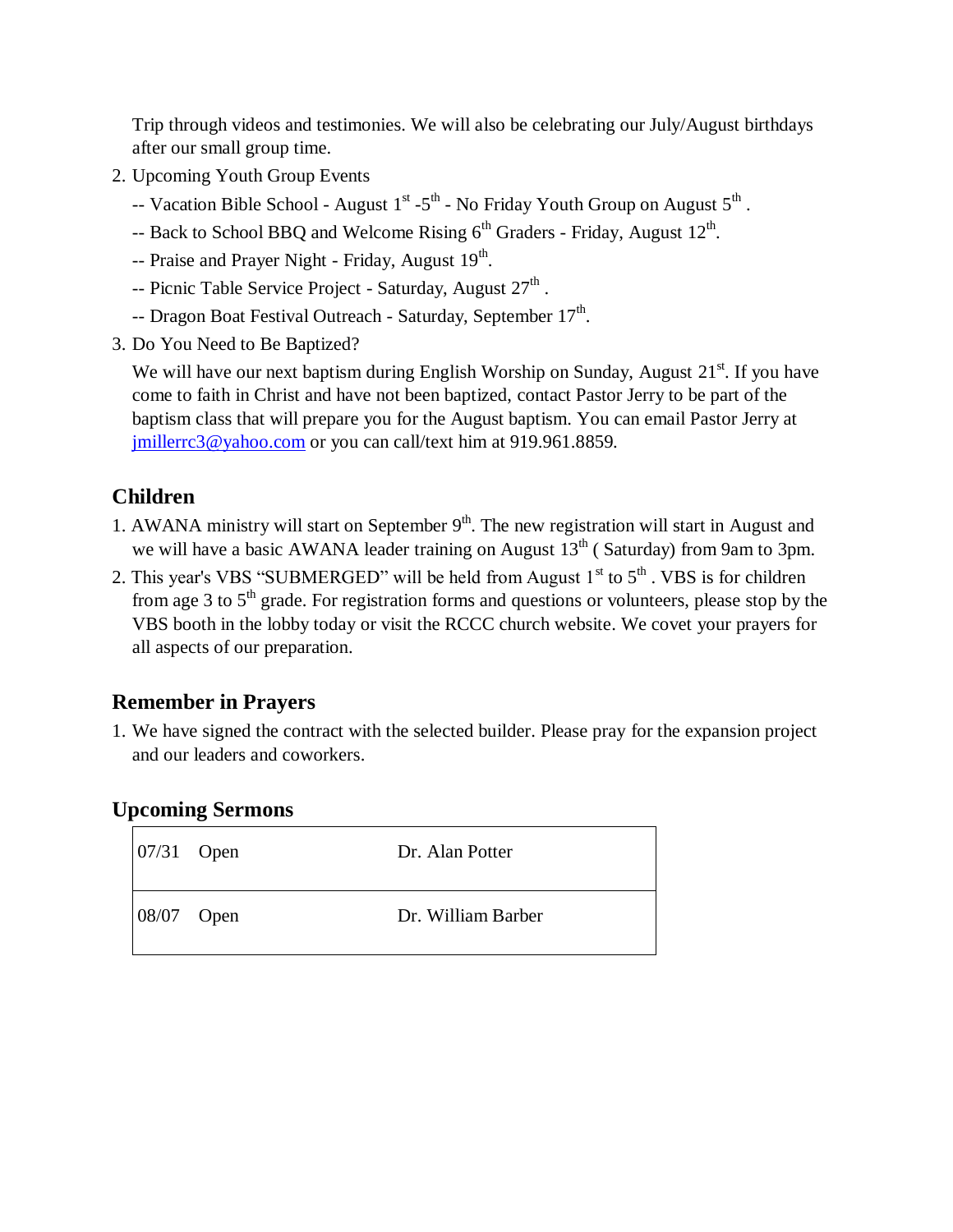Trip through videos and testimonies. We will also be celebrating our July/August birthdays after our small group time.

2. Upcoming Youth Group Events
   -- Vacation Bible School - August 1st -5th - No Friday Youth Group on August 5th .
   -- Back to School BBQ and Welcome Rising 6th Graders - Friday, August 12th.
   -- Praise and Prayer Night - Friday, August 19th.
   -- Picnic Table Service Project - Saturday, August 27th .
   -- Dragon Boat Festival Outreach - Saturday, September 17th.
3. Do You Need to Be Baptized?
   We will have our next baptism during English Worship on Sunday, August 21st. If you have come to faith in Christ and have not been baptized, contact Pastor Jerry to be part of the baptism class that will prepare you for the August baptism. You can email Pastor Jerry at jmillerrc3@yahoo.com or you can call/text him at 919.961.8859.

## Children

1. AWANA ministry will start on September 9th. The new registration will start in August and we will have a basic AWANA leader training on August 13th ( Saturday) from 9am to 3pm.
2. This year's VBS "SUBMERGED" will be held from August 1st to 5th . VBS is for children from age 3 to 5th grade. For registration forms and questions or volunteers, please stop by the VBS booth in the lobby today or visit the RCCC church website. We covet your prayers for all aspects of our preparation.

## Remember in Prayers

1. We have signed the contract with the selected builder. Please pray for the expansion project and our leaders and coworkers.

## Upcoming Sermons

| | | |
|---|---|---|
| 07/31 | Open | Dr. Alan Potter |
| 08/07 | Open | Dr. William Barber |